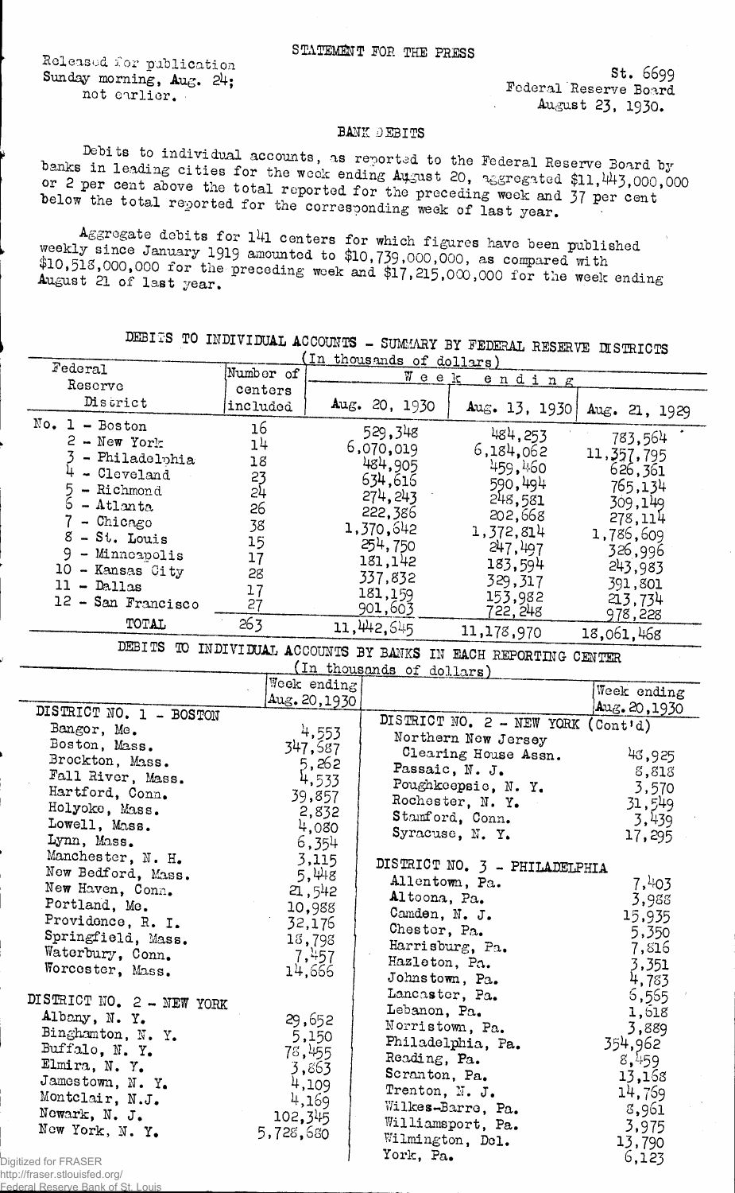STATEMENT FOR THE PRESS

Released for publication Sunday morning, Aug. 24; not earlier.

St. 6699
Federal Reserve Board
August 23, 1930.

## BANK DEBITS

Debits to individual accounts, as reported to the Federal Reserve Board by banks in leading cities for the week ending August 20, aggregated $11,443,000,000 or 2 per cent above the total reported for the preceding week and 37 per cent below the total reported for the corresponding week of last year.

Aggregate debits for 141 centers for which figures have been published weekly since January 1919 amounted to $10,739,000,000, as compared with $10,518,000,000 for the preceding week and $17,215,000,000 for the week ending August 21 of last year.

### DEBITS TO INDIVIDUAL ACCOUNTS - SUMMARY BY FEDERAL RESERVE DISTRICTS

(In thousands of dollars)

| Federal Reserve District | Number of centers included | Week ending Aug. 20, 1930 | Week ending Aug. 13, 1930 | Week ending Aug. 21, 1929 |
|---|---|---|---|---|
| No. 1 - Boston | 16 | 529,348 | 484,253 | 783,564 |
| 2 - New York | 14 | 6,070,019 | 6,184,062 | 11,357,795 |
| 3 - Philadelphia | 18 | 484,905 | 459,460 | 626,361 |
| 4 - Cleveland | 23 | 634,616 | 590,494 | 765,134 |
| 5 - Richmond | 24 | 274,243 | 248,581 | 309,149 |
| 6 - Atlanta | 26 | 222,386 | 202,668 | 278,114 |
| 7 - Chicago | 38 | 1,370,642 | 1,372,814 | 1,786,609 |
| 8 - St. Louis | 15 | 254,750 | 247,497 | 326,996 |
| 9 - Minneapolis | 17 | 181,142 | 183,594 | 243,983 |
| 10 - Kansas City | 28 | 337,832 | 329,317 | 391,801 |
| 11 - Dallas | 17 | 181,159 | 153,982 | 213,734 |
| 12 - San Francisco | 27 | 901,603 | 722,248 | 978,228 |
| TOTAL | 263 | 11,442,645 | 11,178,970 | 18,061,468 |

### DEBITS TO INDIVIDUAL ACCOUNTS BY BANKS IN EACH REPORTING CENTER

(In thousands of dollars)

| | Week ending Aug. 20, 1930 |
|---|---|
| **DISTRICT NO. 1 - BOSTON** | |
| Bangor, Me. | 4,553 |
| Boston, Mass. | 347,687 |
| Brockton, Mass. | 5,262 |
| Fall River, Mass. | 4,533 |
| Hartford, Conn. | 39,857 |
| Holyoke, Mass. | 2,832 |
| Lowell, Mass. | 4,080 |
| Lynn, Mass. | 6,354 |
| Manchester, N. H. | 3,115 |
| New Bedford, Mass. | 5,448 |
| New Haven, Conn. | 21,542 |
| Portland, Me. | 10,988 |
| Providence, R. I. | 32,176 |
| Springfield, Mass. | 18,798 |
| Waterbury, Conn. | 7,457 |
| Worcester, Mass. | 14,666 |
| **DISTRICT NO. 2 - NEW YORK** | |
| Albany, N. Y. | 29,652 |
| Binghamton, N. Y. | 5,150 |
| Buffalo, N. Y. | 78,455 |
| Elmira, N. Y. | 3,863 |
| Jamestown, N. Y. | 4,109 |
| Montclair, N.J. | 4,169 |
| Newark, N. J. | 102,345 |
| New York, N. Y. | 5,728,680 |
| **DISTRICT NO. 2 - NEW YORK (Cont'd)** | |
| Northern New Jersey Clearing House Assn. | 48,925 |
| Passaic, N. J. | 8,818 |
| Poughkeepsie, N. Y. | 3,570 |
| Rochester, N. Y. | 31,549 |
| Stamford, Conn. | 3,439 |
| Syracuse, N. Y. | 17,295 |
| **DISTRICT NO. 3 - PHILADELPHIA** | |
| Allentown, Pa. | 7,403 |
| Altoona, Pa. | 3,988 |
| Camden, N. J. | 15,935 |
| Chester, Pa. | 5,350 |
| Harrisburg, Pa. | 7,816 |
| Hazleton, Pa. | 3,351 |
| Johnstown, Pa. | 4,783 |
| Lancaster, Pa. | 6,565 |
| Lebanon, Pa. | 1,618 |
| Norristown, Pa. | 3,889 |
| Philadelphia, Pa. | 354,962 |
| Reading, Pa. | 8,459 |
| Scranton, Pa. | 13,168 |
| Trenton, N. J. | 14,769 |
| Wilkes-Barre, Pa. | 8,961 |
| Williamsport, Pa. | 3,975 |
| Wilmington, Del. | 13,790 |
| York, Pa. | 6,123 |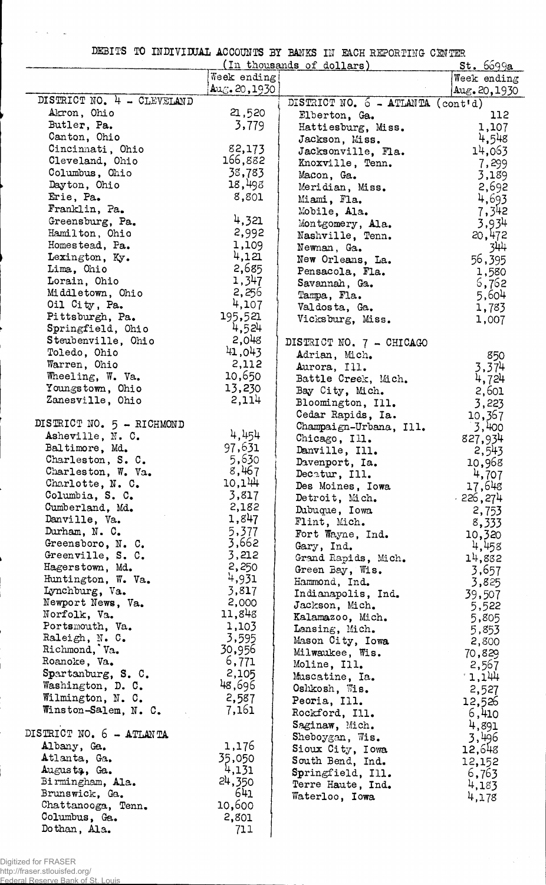# DEBITS TO INDIVIDUAL ACCOUNTS BY BANKS IN EACH REPORTING CENTER

(In thousands of dollars)

St. 6699a

| | Week ending Aug. 20, 1930 |
|---|---|
| **DISTRICT NO. 4 - CLEVELAND** | |
| Akron, Ohio | 21,520 |
| Butler, Pa. | 3,779 |
| Canton, Ohio | |
| Cincinnati, Ohio | 82,173 |
| Cleveland, Ohio | 166,882 |
| Columbus, Ohio | 38,783 |
| Dayton, Ohio | 18,498 |
| Erie, Pa. | 8,801 |
| Franklin, Pa. | |
| Greensburg, Pa. | 4,321 |
| Hamilton, Ohio | 2,992 |
| Homestead, Pa. | 1,109 |
| Lexington, Ky. | 4,121 |
| Lima, Ohio | 2,685 |
| Lorain, Ohio | 1,347 |
| Middletown, Ohio | 2,256 |
| Oil City, Pa. | 4,107 |
| Pittsburgh, Pa. | 195,521 |
| Springfield, Ohio | 4,524 |
| Steubenville, Ohio | 2,048 |
| Toledo, Ohio | 41,043 |
| Warren, Ohio | 2,112 |
| Wheeling, W. Va. | 10,650 |
| Youngstown, Ohio | 13,230 |
| Zanesville, Ohio | 2,114 |
| **DISTRICT NO. 5 - RICHMOND** | |
| Asheville, N. C. | 4,454 |
| Baltimore, Md. | 97,631 |
| Charleston, S. C. | 5,630 |
| Charleston, W. Va. | 8,467 |
| Charlotte, N. C. | 10,144 |
| Columbia, S. C. | 3,817 |
| Cumberland, Md. | 2,182 |
| Danville, Va. | 1,847 |
| Durham, N. C. | 5,377 |
| Greensboro, N. C. | 3,662 |
| Greenville, S. C. | 3,212 |
| Hagerstown, Md. | 2,250 |
| Huntington, W. Va. | 4,931 |
| Lynchburg, Va. | 3,817 |
| Newport News, Va. | 2,000 |
| Norfolk, Va. | 11,848 |
| Portsmouth, Va. | 1,103 |
| Raleigh, N. C. | 3,595 |
| Richmond, Va. | 30,956 |
| Roanoke, Va. | 6,771 |
| Spartanburg, S. C. | 2,105 |
| Washington, D. C. | 48,696 |
| Wilmington, N. C. | 2,587 |
| Winston-Salem, N. C. | 7,161 |
| **DISTRICT NO. 6 - ATLANTA** | |
| Albany, Ga. | 1,176 |
| Atlanta, Ga. | 35,050 |
| Augusta, Ga. | 4,131 |
| Birmingham, Ala. | 24,350 |
| Brunswick, Ga. | 641 |
| Chattanooga, Tenn. | 10,600 |
| Columbus, Ga. | 2,801 |
| Dothan, Ala. | 711 |
| **DISTRICT NO. 6 - ATLANTA (cont'd)** | |
| Elberton, Ga. | 112 |
| Hattiesburg, Miss. | 1,107 |
| Jackson, Miss. | 4,548 |
| Jacksonville, Fla. | 14,063 |
| Knoxville, Tenn. | 7,299 |
| Macon, Ga. | 3,189 |
| Meridian, Miss. | 2,692 |
| Miami, Fla. | 4,693 |
| Mobile, Ala. | 7,342 |
| Montgomery, Ala. | 3,934 |
| Nashville, Tenn. | 20,472 |
| Newnan, Ga. | 344 |
| New Orleans, La. | 56,395 |
| Pensacola, Fla. | 1,580 |
| Savannah, Ga. | 6,762 |
| Tampa, Fla. | 5,604 |
| Valdosta, Ga. | 1,783 |
| Vicksburg, Miss. | 1,007 |
| **DISTRICT NO. 7 - CHICAGO** | |
| Adrian, Mich. | 850 |
| Aurora, Ill. | 3,374 |
| Battle Creek, Mich. | 4,724 |
| Bay City, Mich. | 2,601 |
| Bloomington, Ill. | 3,223 |
| Cedar Rapids, Ia. | 10,367 |
| Champaign-Urbana, Ill. | 3,400 |
| Chicago, Ill. | 827,934 |
| Danville, Ill. | 2,543 |
| Davenport, Ia. | 10,968 |
| Decatur, Ill. | 4,707 |
| Des Moines, Iowa | 17,648 |
| Detroit, Mich. | 226,274 |
| Dubuque, Iowa | 2,753 |
| Flint, Mich. | 8,333 |
| Fort Wayne, Ind. | 10,320 |
| Gary, Ind. | 4,458 |
| Grand Rapids, Mich. | 14,882 |
| Green Bay, Wis. | 3,657 |
| Hammond, Ind. | 3,825 |
| Indianapolis, Ind. | 39,507 |
| Jackson, Mich. | 5,522 |
| Kalamazoo, Mich. | 5,805 |
| Lansing, Mich. | 5,853 |
| Mason City, Iowa | 2,800 |
| Milwaukee, Wis. | 70,829 |
| Moline, Ill. | 2,567 |
| Muscatine, Ia. | 1,144 |
| Oshkosh, Wis. | 2,527 |
| Peoria, Ill. | 12,526 |
| Rockford, Ill. | 6,410 |
| Saginaw, Mich. | 4,891 |
| Sheboygan, Wis. | 3,496 |
| Sioux City, Iowa | 12,648 |
| South Bend, Ind. | 12,152 |
| Springfield, Ill. | 6,763 |
| Terre Haute, Ind. | 4,183 |
| Waterloo, Iowa | 4,178 |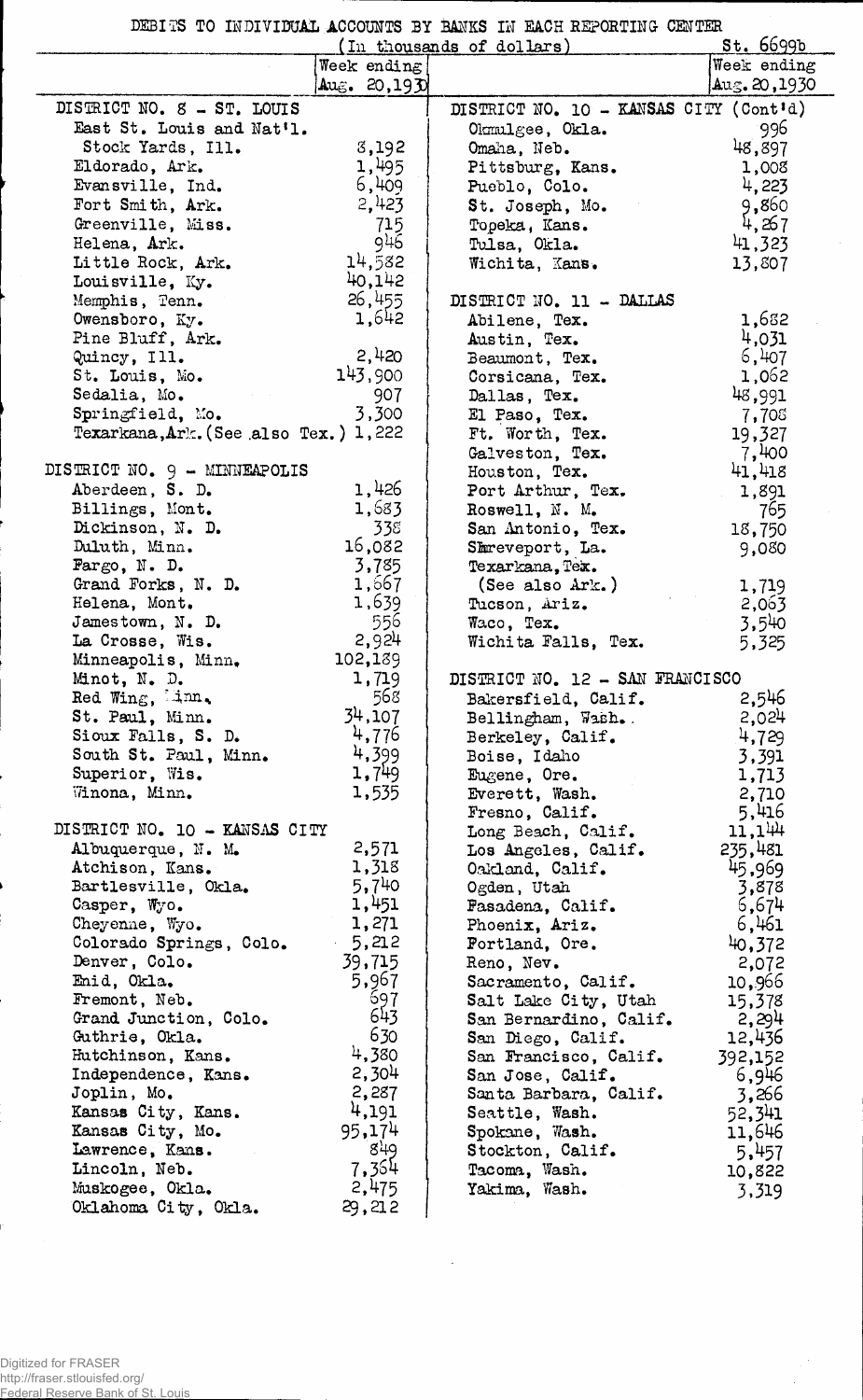St. 6699b

DEBITS TO INDIVIDUAL ACCOUNTS BY BANKS IN EACH REPORTING CENTER

(In thousands of dollars)

| | Week ending Aug. 20, 1930 |
|---|---|
| **DISTRICT NO. 8 - ST. LOUIS** | |
| East St. Louis and Nat'l. Stock Yards, Ill. | 8,192 |
| Eldorado, Ark. | 1,495 |
| Evansville, Ind. | 6,409 |
| Fort Smith, Ark. | 2,423 |
| Greenville, Miss. | 715 |
| Helena, Ark. | 946 |
| Little Rock, Ark. | 14,582 |
| Louisville, Ky. | 40,142 |
| Memphis, Tenn. | 26,455 |
| Owensboro, Ky. | 1,642 |
| Pine Bluff, Ark. | |
| Quincy, Ill. | 2,420 |
| St. Louis, Mo. | 143,900 |
| Sedalia, Mo. | 907 |
| Springfield, Mo. | 3,300 |
| Texarkana, Ark. (See also Tex.) | 1,222 |
| **DISTRICT NO. 9 - MINNEAPOLIS** | |
| Aberdeen, S. D. | 1,426 |
| Billings, Mont. | 1,683 |
| Dickinson, N. D. | 338 |
| Duluth, Minn. | 16,082 |
| Fargo, N. D. | 3,785 |
| Grand Forks, N. D. | 1,667 |
| Helena, Mont. | 1,639 |
| Jamestown, N. D. | 556 |
| La Crosse, Wis. | 2,924 |
| Minneapolis, Minn. | 102,189 |
| Minot, N. D. | 1,719 |
| Red Wing, Minn. | 568 |
| St. Paul, Minn. | 34,107 |
| Sioux Falls, S. D. | 4,776 |
| South St. Paul, Minn. | 4,399 |
| Superior, Wis. | 1,749 |
| Winona, Minn. | 1,535 |
| **DISTRICT NO. 10 - KANSAS CITY** | |
| Albuquerque, N. M. | 2,571 |
| Atchison, Kans. | 1,318 |
| Bartlesville, Okla. | 5,740 |
| Casper, Wyo. | 1,451 |
| Cheyenne, Wyo. | 1,271 |
| Colorado Springs, Colo. | 5,212 |
| Denver, Colo. | 39,715 |
| Enid, Okla. | 5,967 |
| Fremont, Neb. | 697 |
| Grand Junction, Colo. | 643 |
| Guthrie, Okla. | 630 |
| Hutchinson, Kans. | 4,380 |
| Independence, Kans. | 2,304 |
| Joplin, Mo. | 2,287 |
| Kansas City, Kans. | 4,191 |
| Kansas City, Mo. | 95,174 |
| Lawrence, Kans. | 849 |
| Lincoln, Neb. | 7,364 |
| Muskogee, Okla. | 2,475 |
| Oklahoma City, Okla. | 29,212 |
| **DISTRICT NO. 10 - KANSAS CITY (Cont'd)** | |
| Okmulgee, Okla. | 996 |
| Omaha, Neb. | 48,897 |
| Pittsburg, Kans. | 1,008 |
| Pueblo, Colo. | 4,223 |
| St. Joseph, Mo. | 9,860 |
| Topeka, Kans. | 4,267 |
| Tulsa, Okla. | 41,323 |
| Wichita, Kans. | 13,807 |
| **DISTRICT NO. 11 - DALLAS** | |
| Abilene, Tex. | 1,682 |
| Austin, Tex. | 4,031 |
| Beaumont, Tex. | 6,407 |
| Corsicana, Tex. | 1,062 |
| Dallas, Tex. | 48,991 |
| El Paso, Tex. | 7,708 |
| Ft. Worth, Tex. | 19,327 |
| Galveston, Tex. | 7,400 |
| Houston, Tex. | 41,418 |
| Port Arthur, Tex. | 1,891 |
| Roswell, N. M. | 765 |
| San Antonio, Tex. | 18,750 |
| Shreveport, La. | 9,080 |
| Texarkana, Tex. (See also Ark.) | 1,719 |
| Tucson, Ariz. | 2,063 |
| Waco, Tex. | 3,540 |
| Wichita Falls, Tex. | 5,325 |
| **DISTRICT NO. 12 - SAN FRANCISCO** | |
| Bakersfield, Calif. | 2,546 |
| Bellingham, Wash. | 2,024 |
| Berkeley, Calif. | 4,729 |
| Boise, Idaho | 3,391 |
| Eugene, Ore. | 1,713 |
| Everett, Wash. | 2,710 |
| Fresno, Calif. | 5,416 |
| Long Beach, Calif. | 11,144 |
| Los Angeles, Calif. | 235,481 |
| Oakland, Calif. | 45,969 |
| Ogden, Utah | 3,878 |
| Pasadena, Calif. | 6,674 |
| Phoenix, Ariz. | 6,461 |
| Portland, Ore. | 40,372 |
| Reno, Nev. | 2,072 |
| Sacramento, Calif. | 10,966 |
| Salt Lake City, Utah | 15,378 |
| San Bernardino, Calif. | 2,294 |
| San Diego, Calif. | 12,436 |
| San Francisco, Calif. | 392,152 |
| San Jose, Calif. | 6,946 |
| Santa Barbara, Calif. | 3,266 |
| Seattle, Wash. | 52,341 |
| Spokane, Wash. | 11,646 |
| Stockton, Calif. | 5,457 |
| Tacoma, Wash. | 10,822 |
| Yakima, Wash. | 3,319 |